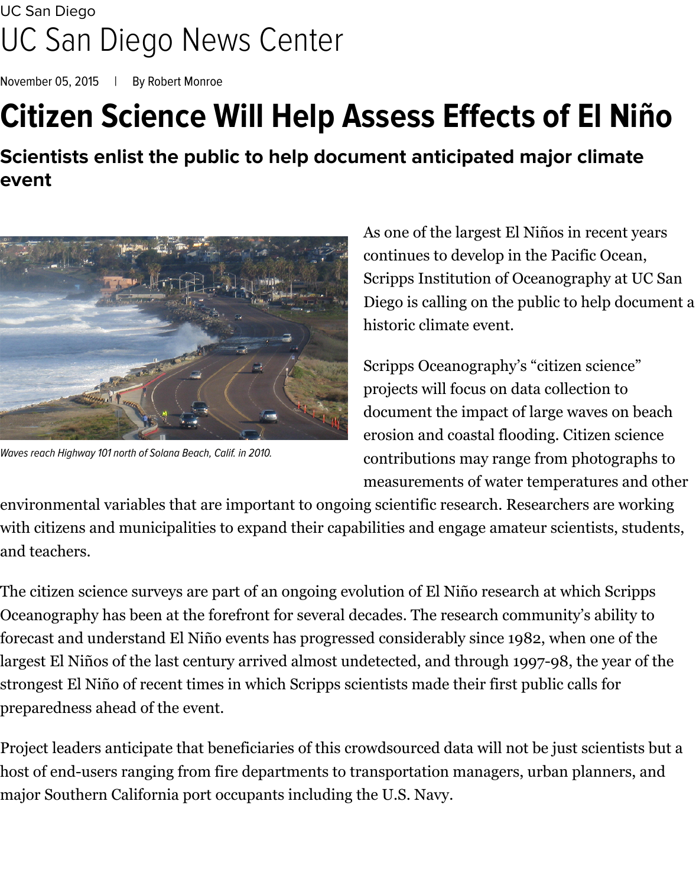UC San Diego

# UC San Diego News Center

November 05, 2015 | By Robert Monroe

# Citizen Science Will Help Assess Effects of El Niño

## Scientists enlist the public to help document anticipated major climate event

*Waves reach Highway 101 north of Solana Beach, Calif. in 2010.*

As one of the largest El Niños in recent years continues to develop in the Pacific Ocean, Scripps Institution of Oceanography at UC San Diego is calling on the public to help document a historic climate event.

Scripps Oceanography's "citizen science" projects will focus on data collection to document the impact of large waves on beach erosion and coastal flooding. Citizen science contributions may range from photographs to measurements of water temperatures and other environmental variables that are important to ongoing scientific research. Researchers are working with citizens and municipalities to expand their capabilities and engage amateur scientists, students, and teachers.

The citizen science surveys are part of an ongoing evolution of El Niño research at which Scripps Oceanography has been at the forefront for several decades. The research community's ability to forecast and understand El Niño events has progressed considerably since 1982, when one of the largest El Niños of the last century arrived almost undetected, and through 1997-98, the year of the strongest El Niño of recent times in which Scripps scientists made their first public calls for preparedness ahead of the event.

Project leaders anticipate that beneficiaries of this crowdsourced data will not be just scientists but a host of end-users ranging from fire departments to transportation managers, urban planners, and major Southern California port occupants including the U.S. Navy.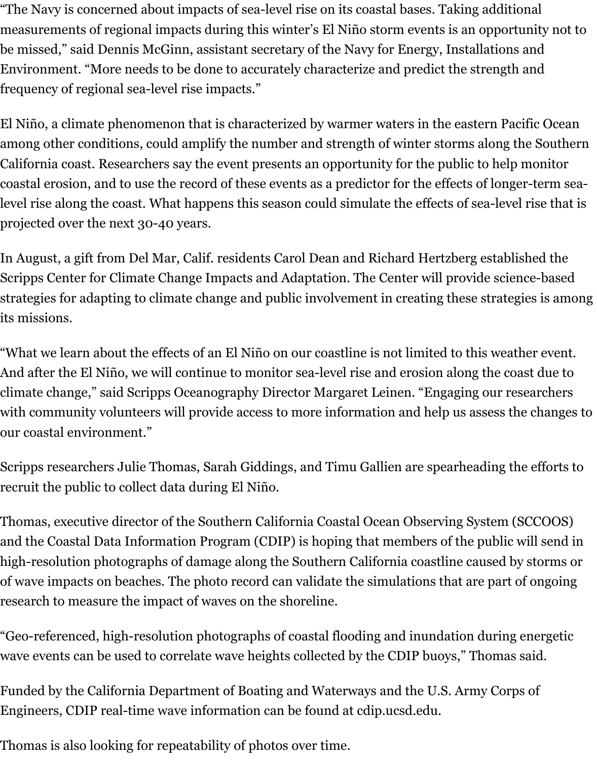"The Navy is concerned about impacts of sea-level rise on its coastal bases. Taking additional measurements of regional impacts during this winter's El Niño storm events is an opportunity not to be missed," said Dennis McGinn, assistant secretary of the Navy for Energy, Installations and Environment. "More needs to be done to accurately characterize and predict the strength and frequency of regional sea-level rise impacts."

El Niño, a climate phenomenon that is characterized by warmer waters in the eastern Pacific Ocean among other conditions, could amplify the number and strength of winter storms along the Southern California coast. Researchers say the event presents an opportunity for the public to help monitor coastal erosion, and to use the record of these events as a predictor for the effects of longer-term sea-level rise along the coast. What happens this season could simulate the effects of sea-level rise that is projected over the next 30-40 years.

In August, a gift from Del Mar, Calif. residents Carol Dean and Richard Hertzberg established the Scripps Center for Climate Change Impacts and Adaptation. The Center will provide science-based strategies for adapting to climate change and public involvement in creating these strategies is among its missions.

"What we learn about the effects of an El Niño on our coastline is not limited to this weather event. And after the El Niño, we will continue to monitor sea-level rise and erosion along the coast due to climate change," said Scripps Oceanography Director Margaret Leinen. "Engaging our researchers with community volunteers will provide access to more information and help us assess the changes to our coastal environment."

Scripps researchers Julie Thomas, Sarah Giddings, and Timu Gallien are spearheading the efforts to recruit the public to collect data during El Niño.

Thomas, executive director of the Southern California Coastal Ocean Observing System (SCCOOS) and the Coastal Data Information Program (CDIP) is hoping that members of the public will send in high-resolution photographs of damage along the Southern California coastline caused by storms or of wave impacts on beaches. The photo record can validate the simulations that are part of ongoing research to measure the impact of waves on the shoreline.

"Geo-referenced, high-resolution photographs of coastal flooding and inundation during energetic wave events can be used to correlate wave heights collected by the CDIP buoys," Thomas said.

Funded by the California Department of Boating and Waterways and the U.S. Army Corps of Engineers, CDIP real-time wave information can be found at cdip.ucsd.edu.

Thomas is also looking for repeatability of photos over time.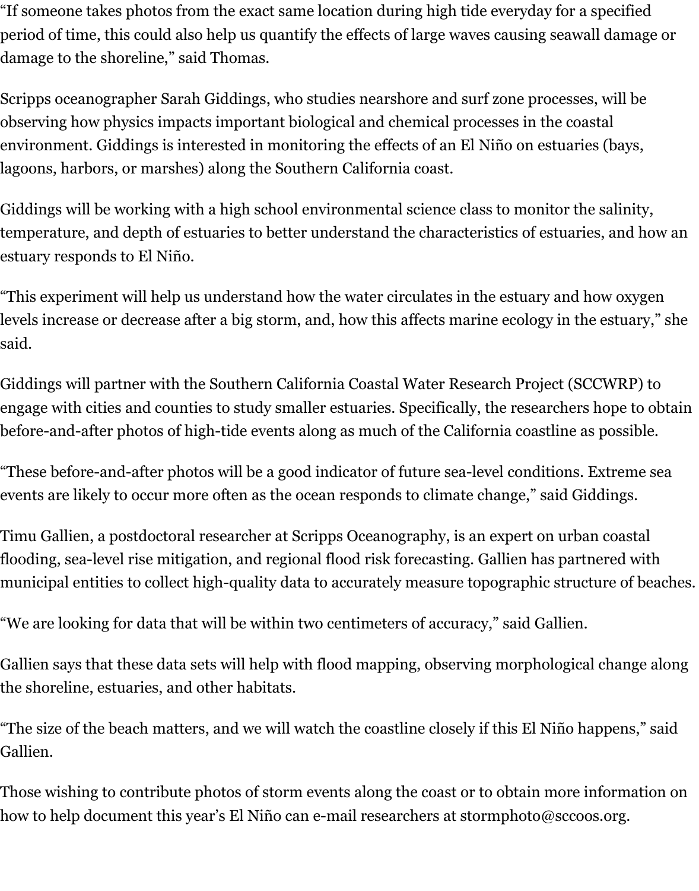"If someone takes photos from the exact same location during high tide everyday for a specified period of time, this could also help us quantify the effects of large waves causing seawall damage or damage to the shoreline," said Thomas.

Scripps oceanographer Sarah Giddings, who studies nearshore and surf zone processes, will be observing how physics impacts important biological and chemical processes in the coastal environment. Giddings is interested in monitoring the effects of an El Niño on estuaries (bays, lagoons, harbors, or marshes) along the Southern California coast.

Giddings will be working with a high school environmental science class to monitor the salinity, temperature, and depth of estuaries to better understand the characteristics of estuaries, and how an estuary responds to El Niño.

"This experiment will help us understand how the water circulates in the estuary and how oxygen levels increase or decrease after a big storm, and, how this affects marine ecology in the estuary," she said.

Giddings will partner with the Southern California Coastal Water Research Project (SCCWRP) to engage with cities and counties to study smaller estuaries. Specifically, the researchers hope to obtain before-and-after photos of high-tide events along as much of the California coastline as possible.

"These before-and-after photos will be a good indicator of future sea-level conditions. Extreme sea events are likely to occur more often as the ocean responds to climate change," said Giddings.

Timu Gallien, a postdoctoral researcher at Scripps Oceanography, is an expert on urban coastal flooding, sea-level rise mitigation, and regional flood risk forecasting. Gallien has partnered with municipal entities to collect high-quality data to accurately measure topographic structure of beaches.

"We are looking for data that will be within two centimeters of accuracy," said Gallien.

Gallien says that these data sets will help with flood mapping, observing morphological change along the shoreline, estuaries, and other habitats.

"The size of the beach matters, and we will watch the coastline closely if this El Niño happens," said Gallien.

Those wishing to contribute photos of storm events along the coast or to obtain more information on how to help document this year's El Niño can e-mail researchers at stormphoto@sccoos.org.